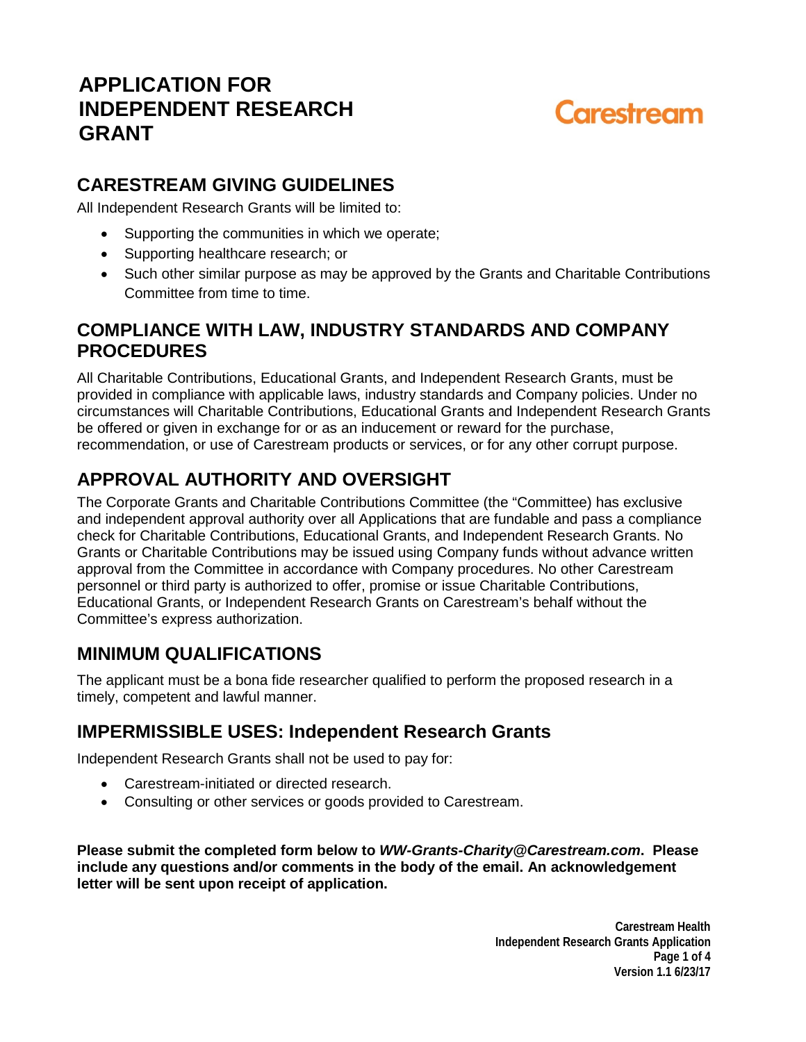# APPLICATION FOR INDEPENDENT RESEARCH GRANT

Carestream

## CARESTREAM GIVING GUIDELINES

All Independent Research Grants will be limited to:

- Supporting the communities in which we operate;
- Supporting healthcare research; or
- Such other similar purpose as may be approved by the Grants and Charitable Contributions Committee from time to time.

## COMPLIANCE WITH LAW, INDUSTRY STANDARDS AND COMPANY PROCEDURES

All Charitable Contributions, Educational Grants, and Independent Research Grants, must be provided in compliance with applicable laws, industry standards and Company policies. Under no circumstances will Charitable Contributions, Educational Grants and Independent Research Grants be offered or given in exchange for or as an inducement or reward for the purchase, recommendation, or use of Carestream products or services, or for any other corrupt purpose.

## APPROVAL AUTHORITY AND OVERSIGHT

The Corporate Grants and Charitable Contributions Committee (the "Committee) has exclusive and independent approval authority over all Applications that are fundable and pass a compliance check for Charitable Contributions, Educational Grants, and Independent Research Grants. No Grants or Charitable Contributions may be issued using Company funds without advance written approval from the Committee in accordance with Company procedures. No other Carestream personnel or third party is authorized to offer, promise or issue Charitable Contributions, Educational Grants, or Independent Research Grants on Carestream's behalf without the Committee's express authorization.

## MINIMUM QUALIFICATIONS

The applicant must be a bona fide researcher qualified to perform the proposed research in a timely, competent and lawful manner.

## IMPERMISSIBLE USES: Independent Research Grants

Independent Research Grants shall not be used to pay for:

- Carestream-initiated or directed research.
- Consulting or other services or goods provided to Carestream.

**Please submit the completed form below to *WW-Grants-Charity@Carestream.com*. Please include any questions and/or comments in the body of the email. An acknowledgement letter will be sent upon receipt of application.**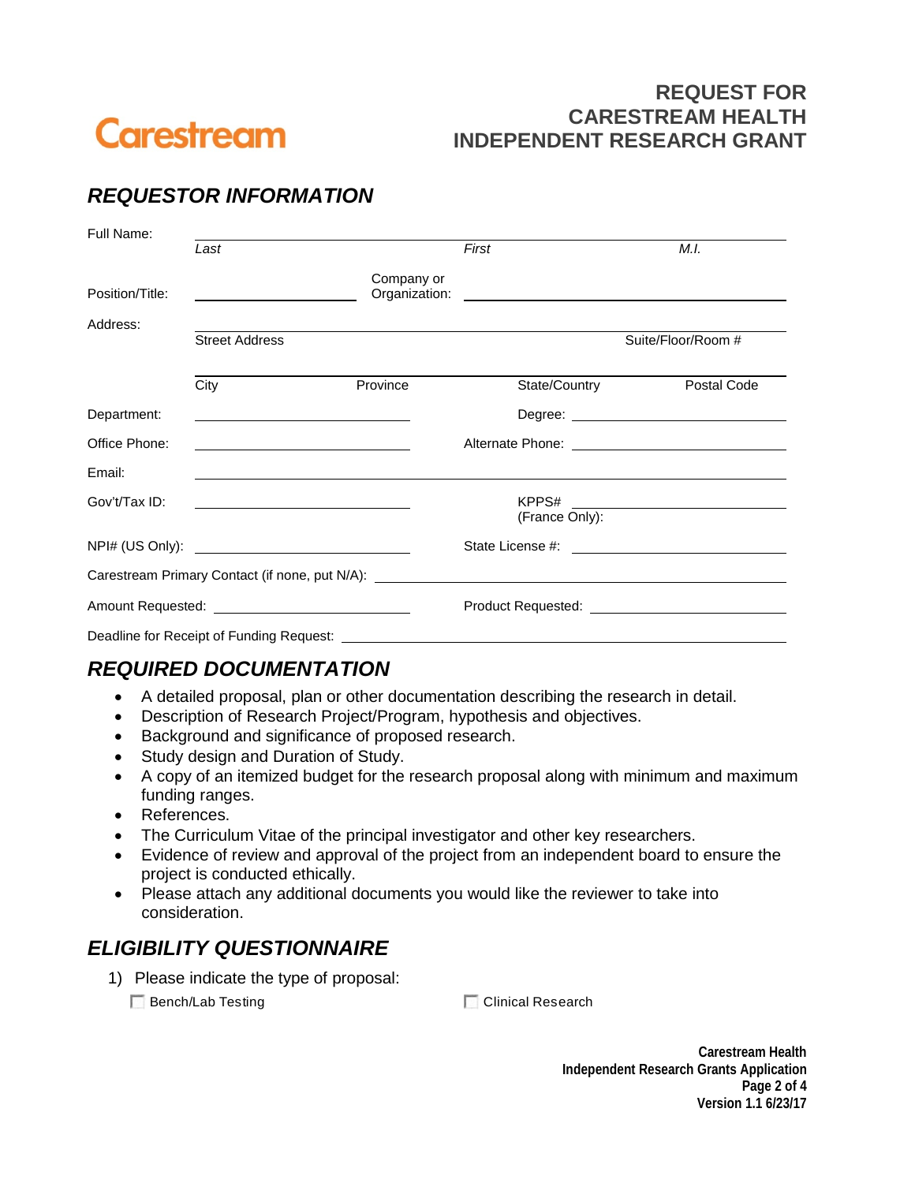Carestream

# REQUEST FOR CARESTREAM HEALTH INDEPENDENT RESEARCH GRANT

## *REQUESTOR INFORMATION*

Full Name: ____________________
*Last* *First* *M.I.*

Position/Title: ____________________ Company or Organization: ____________________

Address: ____________________
Street Address Suite/Floor/Room #

____________________
City Province State/Country Postal Code

Department: ____________________ Degree: ____________________

Office Phone: ____________________ Alternate Phone: ____________________

Email: ____________________

Gov't/Tax ID: ____________________ KPPS# (France Only): ____________________

NPI# (US Only): ____________________ State License #: ____________________

Carestream Primary Contact (if none, put N/A): ____________________

Amount Requested: ____________________ Product Requested: ____________________

Deadline for Receipt of Funding Request: ____________________

## *REQUIRED DOCUMENTATION*

- A detailed proposal, plan or other documentation describing the research in detail.
- Description of Research Project/Program, hypothesis and objectives.
- Background and significance of proposed research.
- Study design and Duration of Study.
- A copy of an itemized budget for the research proposal along with minimum and maximum funding ranges.
- References.
- The Curriculum Vitae of the principal investigator and other key researchers.
- Evidence of review and approval of the project from an independent board to ensure the project is conducted ethically.
- Please attach any additional documents you would like the reviewer to take into consideration.

## *ELIGIBILITY QUESTIONNAIRE*

1) Please indicate the type of proposal:

☐ Bench/Lab Testing ☐ Clinical Research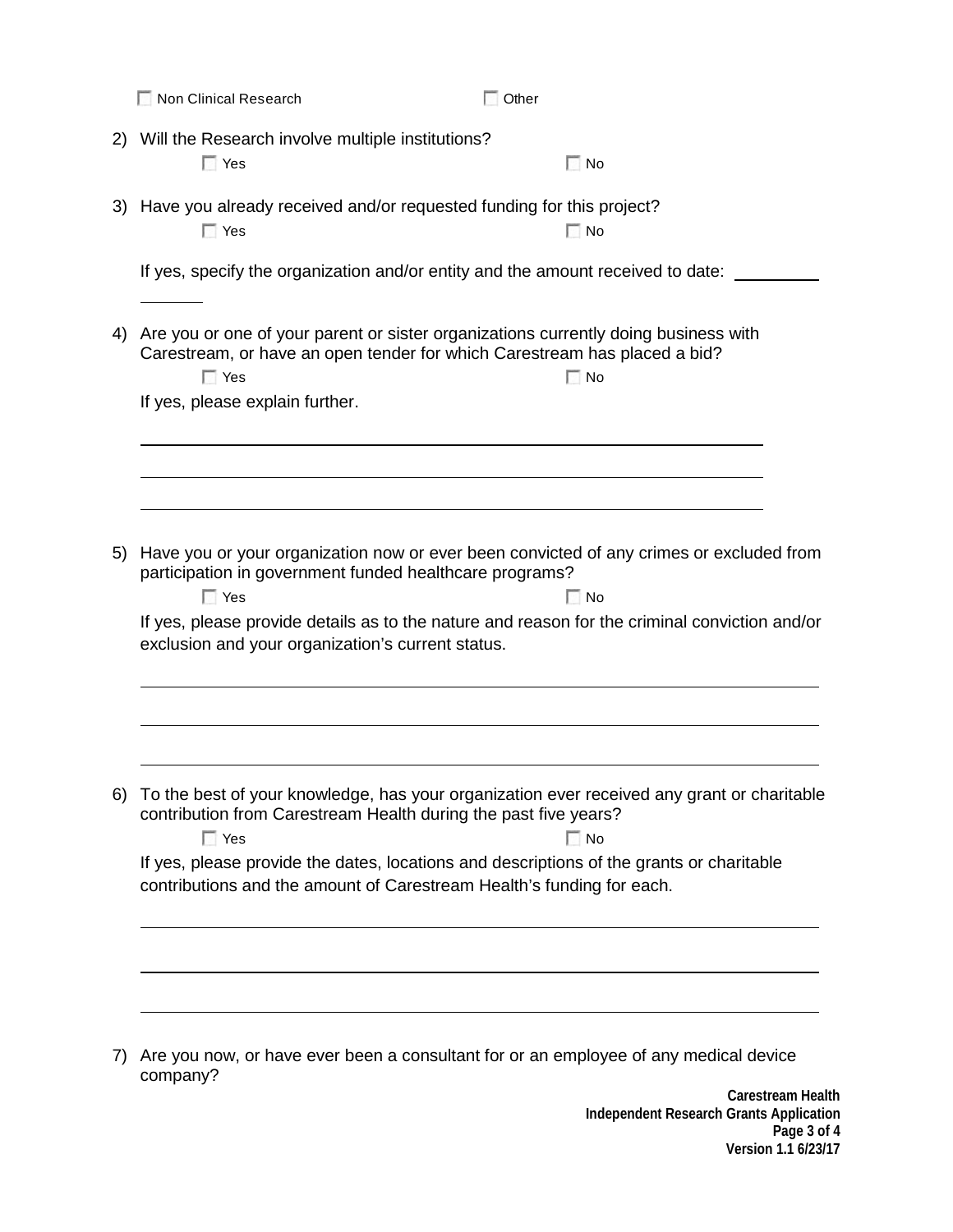☐ Non Clinical Research ☐ Other

2) Will the Research involve multiple institutions?

   ☐ Yes ☐ No

3) Have you already received and/or requested funding for this project?

   ☐ Yes ☐ No

   If yes, specify the organization and/or entity and the amount received to date: ____________

4) Are you or one of your parent or sister organizations currently doing business with Carestream, or have an open tender for which Carestream has placed a bid?

   ☐ Yes ☐ No

   If yes, please explain further.

   ______________________________________________

   ______________________________________________

   ______________________________________________

5) Have you or your organization now or ever been convicted of any crimes or excluded from participation in government funded healthcare programs?

   ☐ Yes ☐ No

   If yes, please provide details as to the nature and reason for the criminal conviction and/or exclusion and your organization's current status.

   ______________________________________________

   ______________________________________________

   ______________________________________________

6) To the best of your knowledge, has your organization ever received any grant or charitable contribution from Carestream Health during the past five years?

   ☐ Yes ☐ No

   If yes, please provide the dates, locations and descriptions of the grants or charitable contributions and the amount of Carestream Health's funding for each.

   ______________________________________________

   ______________________________________________

   ______________________________________________

7) Are you now, or have ever been a consultant for or an employee of any medical device company?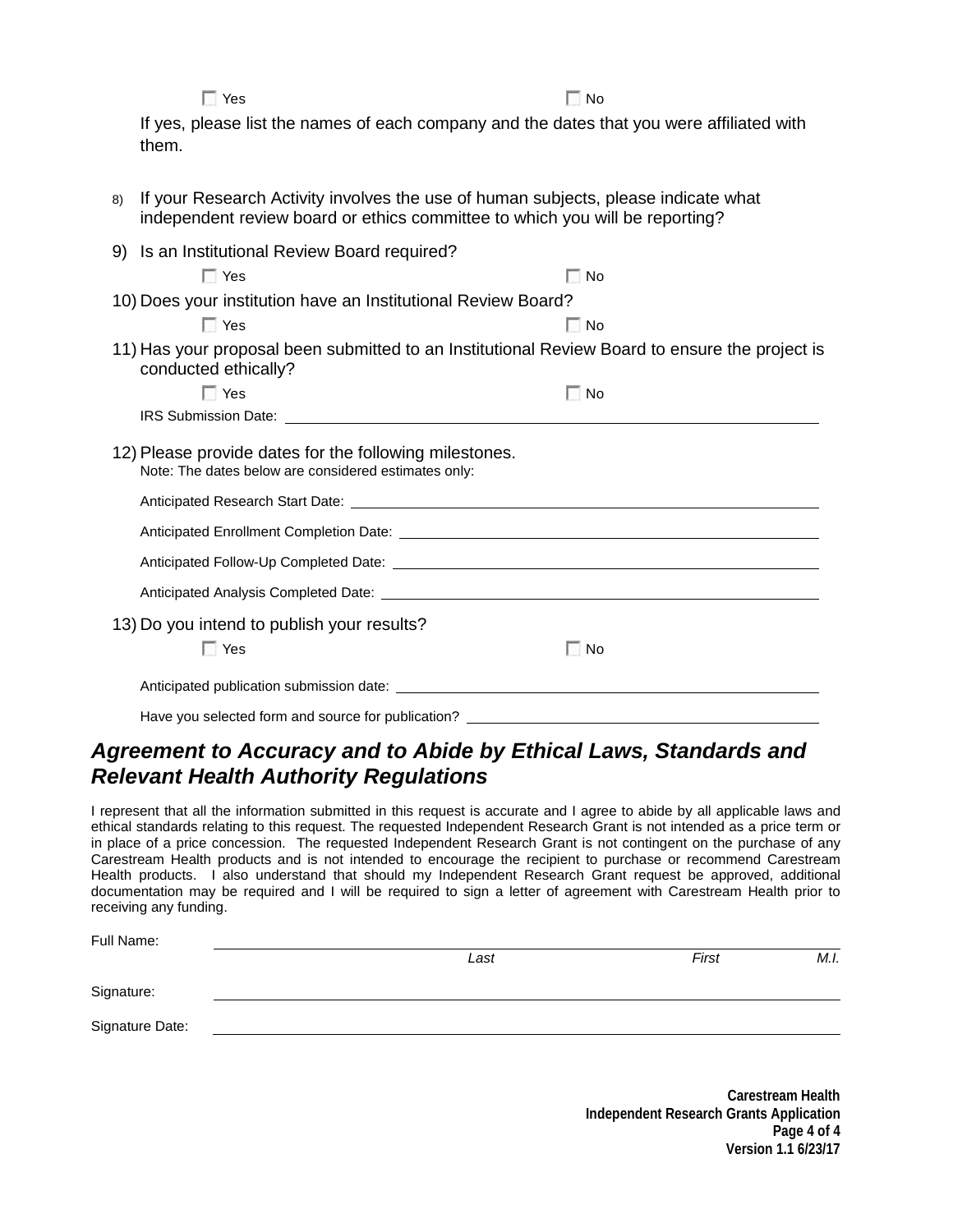☐ Yes ☐ No

If yes, please list the names of each company and the dates that you were affiliated with them.

8) If your Research Activity involves the use of human subjects, please indicate what independent review board or ethics committee to which you will be reporting?

9) Is an Institutional Review Board required?

☐ Yes ☐ No

10) Does your institution have an Institutional Review Board?

☐ Yes ☐ No

11) Has your proposal been submitted to an Institutional Review Board to ensure the project is conducted ethically?

☐ Yes ☐ No

IRS Submission Date: ____________________

12) Please provide dates for the following milestones.
Note: The dates below are considered estimates only:

Anticipated Research Start Date: ____________________

Anticipated Enrollment Completion Date: ____________________

Anticipated Follow-Up Completed Date: ____________________

Anticipated Analysis Completed Date: ____________________

13) Do you intend to publish your results?

☐ Yes ☐ No

Anticipated publication submission date: ____________________

Have you selected form and source for publication? ____________________

## *Agreement to Accuracy and to Abide by Ethical Laws, Standards and Relevant Health Authority Regulations*

I represent that all the information submitted in this request is accurate and I agree to abide by all applicable laws and ethical standards relating to this request. The requested Independent Research Grant is not intended as a price term or in place of a price concession. The requested Independent Research Grant is not contingent on the purchase of any Carestream Health products and is not intended to encourage the recipient to purchase or recommend Carestream Health products. I also understand that should my Independent Research Grant request be approved, additional documentation may be required and I will be required to sign a letter of agreement with Carestream Health prior to receiving any funding.

Full Name: ____________________
*Last* *First* *M.I.*

Signature: ____________________

Signature Date: ____________________

**Carestream Health**
**Independent Research Grants Application**
**Version 1.1 6/23/17**